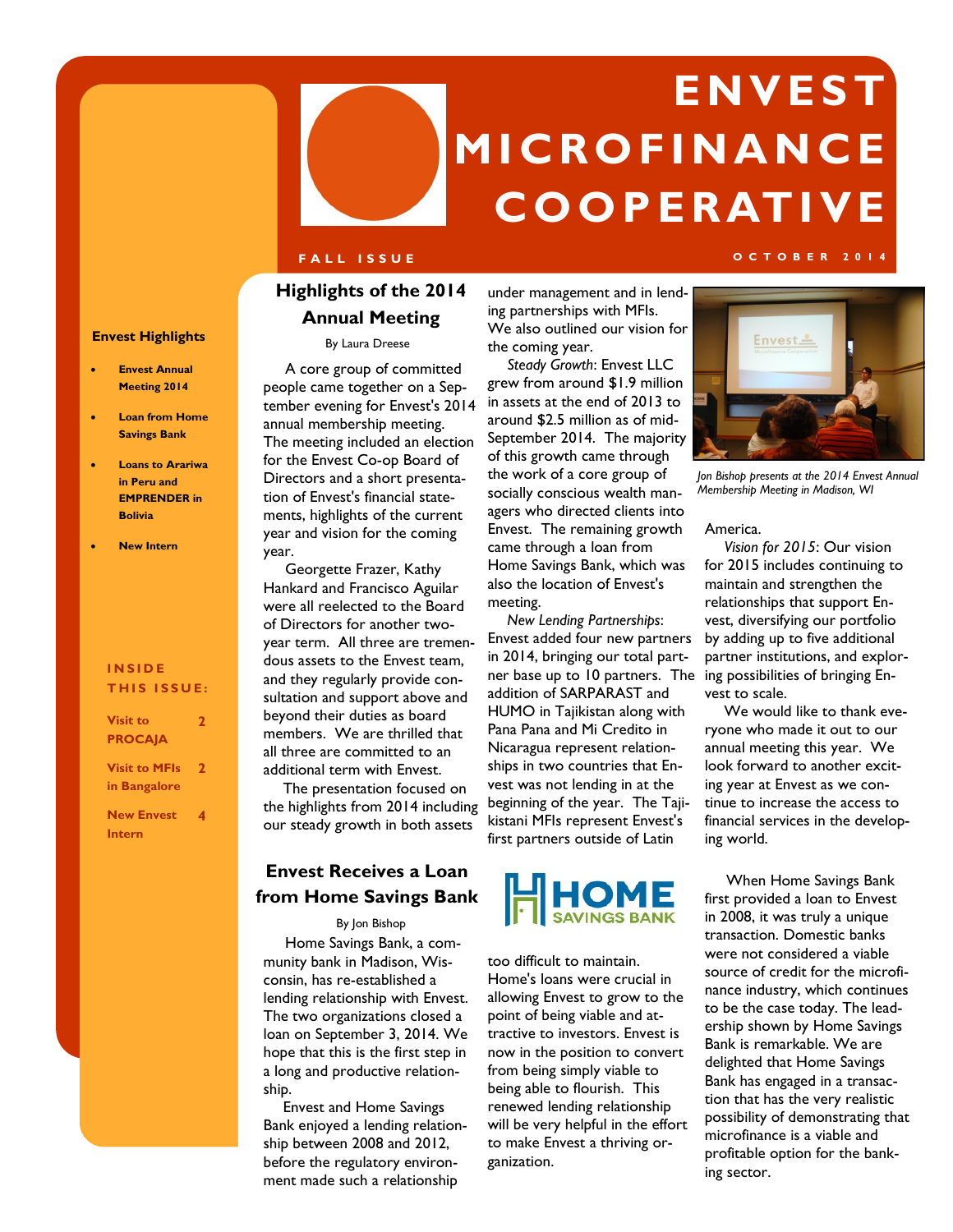# ENVEST MICROFINANCE COOPERATIVE

**FALL ISSUE** — **OCTOBER 2014**

**Envest Highlights**

- Envest Annual Meeting 2014
- Loan from Home Savings Bank
- Loans to Arariwa in Peru and EMPRENDER in Bolivia
- New Intern

**INSIDE THIS ISSUE:**

| | |
|---|---|
| Visit to PROCAJA | 2 |
| Visit to MFIs in Bangalore | 2 |
| New Envest Intern | 4 |

## Highlights of the 2014 Annual Meeting

By Laura Dreese

A core group of committed people came together on a September evening for Envest's 2014 annual membership meeting. The meeting included an election for the Envest Co-op Board of Directors and a short presentation of Envest's financial statements, highlights of the current year and vision for the coming year.

Georgette Frazer, Kathy Hankard and Francisco Aguilar were all reelected to the Board of Directors for another two-year term. All three are tremendous assets to the Envest team, and they regularly provide consultation and support above and beyond their duties as board members. We are thrilled that all three are committed to an additional term with Envest.

The presentation focused on the highlights from 2014 including our steady growth in both assets under management and in lending partnerships with MFIs. We also outlined our vision for the coming year.

*Steady Growth*: Envest LLC grew from around $1.9 million in assets at the end of 2013 to around $2.5 million as of mid-September 2014. The majority of this growth came through the work of a core group of socially conscious wealth managers who directed clients into Envest. The remaining growth came through a loan from Home Savings Bank, which was also the location of Envest's meeting.

*New Lending Partnerships*: Envest added four new partners in 2014, bringing our total partner base up to 10 partners. The addition of SARPARAST and HUMO in Tajikistan along with Pana Pana and Mi Credito in Nicaragua represent relationships in two countries that Envest was not lending in at the beginning of the year. The Tajikistani MFIs represent Envest's first partners outside of Latin America.

*Jon Bishop presents at the 2014 Envest Annual Membership Meeting in Madison, WI*

*Vision for 2015*: Our vision for 2015 includes continuing to maintain and strengthen the relationships that support Envest, diversifying our portfolio by adding up to five additional partner institutions, and exploring possibilities of bringing Envest to scale.

We would like to thank everyone who made it out to our annual meeting this year. We look forward to another exciting year at Envest as we continue to increase the access to financial services in the developing world.

## Envest Receives a Loan from Home Savings Bank

By Jon Bishop

Home Savings Bank, a community bank in Madison, Wisconsin, has re-established a lending relationship with Envest. The two organizations closed a loan on September 3, 2014. We hope that this is the first step in a long and productive relationship.

Envest and Home Savings Bank enjoyed a lending relationship between 2008 and 2012, before the regulatory environment made such a relationship too difficult to maintain. Home's loans were crucial in allowing Envest to grow to the point of being viable and attractive to investors. Envest is now in the position to convert from being simply viable to being able to flourish. This renewed lending relationship will be very helpful in the effort to make Envest a thriving organization.

When Home Savings Bank first provided a loan to Envest in 2008, it was truly a unique transaction. Domestic banks were not considered a viable source of credit for the microfinance industry, which continues to be the case today. The leadership shown by Home Savings Bank is remarkable. We are delighted that Home Savings Bank has engaged in a transaction that has the very realistic possibility of demonstrating that microfinance is a viable and profitable option for the banking sector.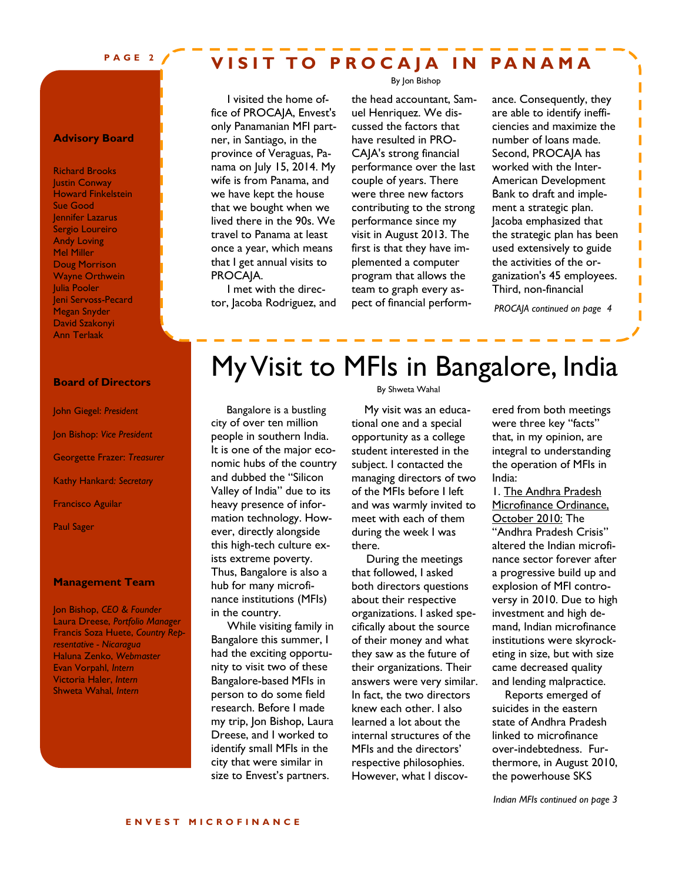## VISIT TO PROCAJA IN PANAMA

By Jon Bishop

I visited the home office of PROCAJA, Envest's only Panamanian MFI partner, in Santiago, in the province of Veraguas, Panama on July 15, 2014. My wife is from Panama, and we have kept the house that we bought when we lived there in the 90s. We travel to Panama at least once a year, which means that I get annual visits to PROCAJA.

I met with the director, Jacoba Rodriguez, and the head accountant, Samuel Henriquez. We discussed the factors that have resulted in PROCAJA's strong financial performance over the last couple of years. There were three new factors contributing to the strong performance since my visit in August 2013. The first is that they have implemented a computer program that allows the team to graph every aspect of financial performance. Consequently, they are able to identify inefficiencies and maximize the number of loans made. Second, PROCAJA has worked with the Inter-American Development Bank to draft and implement a strategic plan. Jacoba emphasized that the strategic plan has been used extensively to guide the activities of the organization's 45 employees. Third, non-financial

*PROCAJA continued on page 4*

### Advisory Board

Richard Brooks
Justin Conway
Howard Finkelstein
Sue Good
Jennifer Lazarus
Sergio Loureiro
Andy Loving
Mel Miller
Doug Morrison
Wayne Orthwein
Julia Pooler
Jeni Servoss-Pecard
Megan Snyder
David Szakonyi
Ann Terlaak

### Board of Directors

John Giegel: *President*

Jon Bishop: *Vice President*

Georgette Frazer: *Treasurer*

Kathy Hankard: *Secretary*

Francisco Aguilar

Paul Sager

### Management Team

Jon Bishop, *CEO & Founder*
Laura Dreese, *Portfolio Manager*
Francis Soza Huete, *Country Representative - Nicaragua*
Haluna Zenko, *Webmaster*
Evan Vorpahl, *Intern*
Victoria Haler, *Intern*
Shweta Wahal, *Intern*

# My Visit to MFIs in Bangalore, India

By Shweta Wahal

Bangalore is a bustling city of over ten million people in southern India. It is one of the major economic hubs of the country and dubbed the "Silicon Valley of India" due to its heavy presence of information technology. However, directly alongside this high-tech culture exists extreme poverty. Thus, Bangalore is also a hub for many microfinance institutions (MFIs) in the country.

While visiting family in Bangalore this summer, I had the exciting opportunity to visit two of these Bangalore-based MFIs in person to do some field research. Before I made my trip, Jon Bishop, Laura Dreese, and I worked to identify small MFIs in the city that were similar in size to Envest's partners.

My visit was an educational one and a special opportunity as a college student interested in the subject. I contacted the managing directors of two of the MFIs before I left and was warmly invited to meet with each of them during the week I was there.

During the meetings that followed, I asked both directors questions about their respective organizations. I asked specifically about the source of their money and what they saw as the future of their organizations. Their answers were very similar. In fact, the two directors knew each other. I also learned a lot about the internal structures of the MFIs and the directors' respective philosophies. However, what I discovered from both meetings were three key "facts" that, in my opinion, are integral to understanding the operation of MFIs in India:

1. The Andhra Pradesh Microfinance Ordinance, October 2010: The "Andhra Pradesh Crisis" altered the Indian microfinance sector forever after a progressive build up and explosion of MFI controversy in 2010. Due to high investment and high demand, Indian microfinance institutions were skyrocketing in size, but with size came decreased quality and lending malpractice.

Reports emerged of suicides in the eastern state of Andhra Pradesh linked to microfinance over-indebtedness. Furthermore, in August 2010, the powerhouse SKS

*Indian MFIs continued on page 3*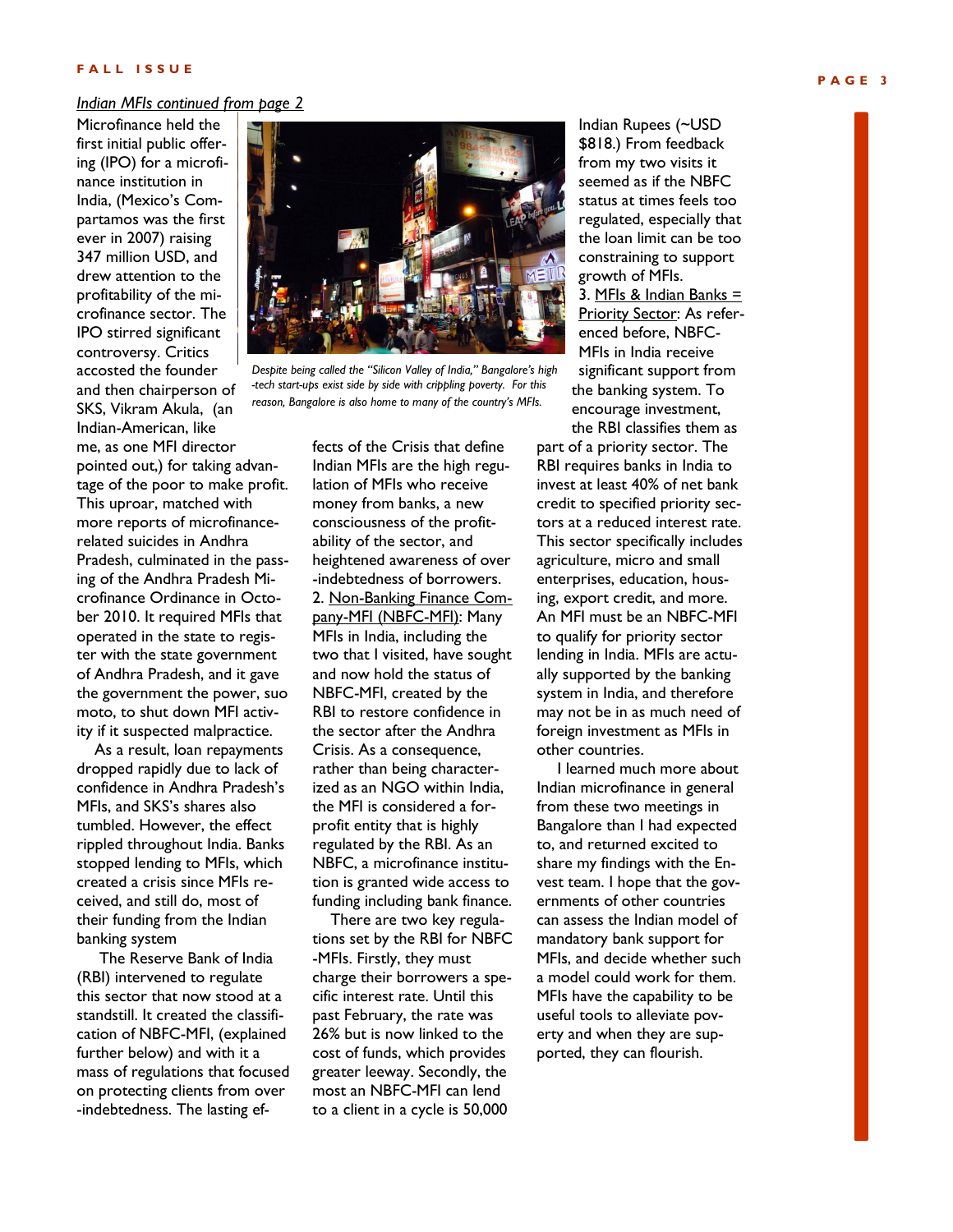*Indian MFIs continued from page 2*

Microfinance held the first initial public offering (IPO) for a microfinance institution in India, (Mexico's Compartamos was the first ever in 2007) raising 347 million USD, and drew attention to the profitability of the microfinance sector. The IPO stirred significant controversy. Critics accosted the founder and then chairperson of SKS, Vikram Akula, (an Indian-American, like me, as one MFI director pointed out,) for taking advantage of the poor to make profit. This uproar, matched with more reports of microfinance-related suicides in Andhra Pradesh, culminated in the passing of the Andhra Pradesh Microfinance Ordinance in October 2010. It required MFIs that operated in the state to register with the state government of Andhra Pradesh, and it gave the government the power, suo moto, to shut down MFI activity if it suspected malpractice.

As a result, loan repayments dropped rapidly due to lack of confidence in Andhra Pradesh's MFIs, and SKS's shares also tumbled. However, the effect rippled throughout India. Banks stopped lending to MFIs, which created a crisis since MFIs received, and still do, most of their funding from the Indian banking system

The Reserve Bank of India (RBI) intervened to regulate this sector that now stood at a standstill. It created the classification of NBFC-MFI, (explained further below) and with it a mass of regulations that focused on protecting clients from over-indebtedness. The lasting effects of the Crisis that define Indian MFIs are the high regulation of MFIs who receive money from banks, a new consciousness of the profitability of the sector, and heightened awareness of over-indebtedness of borrowers.

*Despite being called the "Silicon Valley of India," Bangalore's high-tech start-ups exist side by side with crippling poverty. For this reason, Bangalore is also home to many of the country's MFIs.*

2. Non-Banking Finance Company-MFI (NBFC-MFI): Many MFIs in India, including the two that I visited, have sought and now hold the status of NBFC-MFI, created by the RBI to restore confidence in the sector after the Andhra Crisis. As a consequence, rather than being characterized as an NGO within India, the MFI is considered a for-profit entity that is highly regulated by the RBI. As an NBFC, a microfinance institution is granted wide access to funding including bank finance.

There are two key regulations set by the RBI for NBFC-MFIs. Firstly, they must charge their borrowers a specific interest rate. Until this past February, the rate was 26% but is now linked to the cost of funds, which provides greater leeway. Secondly, the most an NBFC-MFI can lend to a client in a cycle is 50,000 Indian Rupees (~USD $818.) From feedback from my two visits it seemed as if the NBFC status at times feels too regulated, especially that the loan limit can be too constraining to support growth of MFIs.

3. MFIs & Indian Banks = Priority Sector: As referenced before, NBFC-MFIs in India receive significant support from the banking system. To encourage investment, the RBI classifies them as part of a priority sector. The RBI requires banks in India to invest at least 40% of net bank credit to specified priority sectors at a reduced interest rate. This sector specifically includes agriculture, micro and small enterprises, education, housing, export credit, and more. An MFI must be an NBFC-MFI to qualify for priority sector lending in India. MFIs are actually supported by the banking system in India, and therefore may not be in as much need of foreign investment as MFIs in other countries.

I learned much more about Indian microfinance in general from these two meetings in Bangalore than I had expected to, and returned excited to share my findings with the Envest team. I hope that the governments of other countries can assess the Indian model of mandatory bank support for MFIs, and decide whether such a model could work for them. MFIs have the capability to be useful tools to alleviate poverty and when they are supported, they can flourish.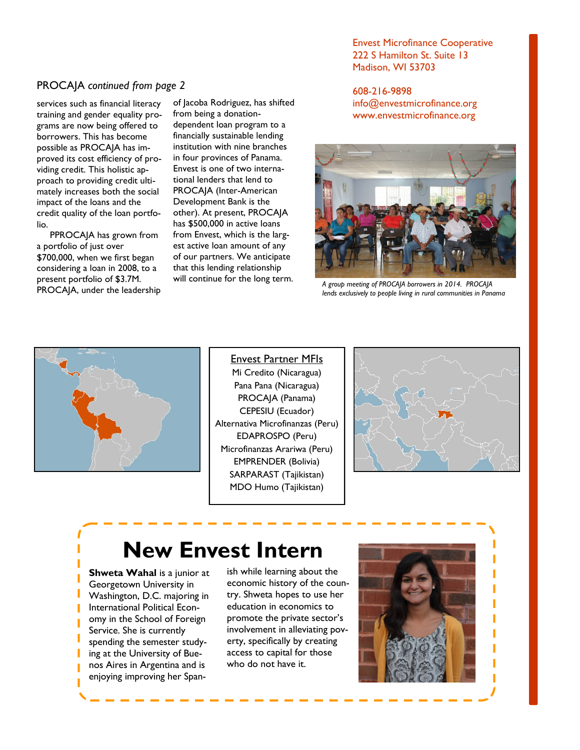## PROCAJA *continued from page 2*

services such as financial literacy training and gender equality programs are now being offered to borrowers. This has become possible as PROCAJA has improved its cost efficiency of providing credit. This holistic approach to providing credit ultimately increases both the social impact of the loans and the credit quality of the loan portfolio.

PPROCAJA has grown from a portfolio of just over $700,000, when we first began considering a loan in 2008, to a present portfolio of $3.7M. PROCAJA, under the leadership of Jacoba Rodriguez, has shifted from being a donation-dependent loan program to a financially sustainable lending institution with nine branches in four provinces of Panama. Envest is one of two international lenders that lend to PROCAJA (Inter-American Development Bank is the other). At present, PROCAJA has $500,000 in active loans from Envest, which is the largest active loan amount of any of our partners. We anticipate that this lending relationship will continue for the long term.

Envest Microfinance Cooperative
222 S Hamilton St. Suite 13
Madison, WI 53703

608-216-9898
info@envestmicrofinance.org
www.envestmicrofinance.org

*A group meeting of PROCAJA borrowers in 2014. PROCAJA lends exclusively to people living in rural communities in Panama*

### Envest Partner MFIs

Mi Credito (Nicaragua)
Pana Pana (Nicaragua)
PROCAJA (Panama)
CEPESIU (Ecuador)
Alternativa Microfinanzas (Peru)
EDAPROSPO (Peru)
Microfinanzas Arariwa (Peru)
EMPRENDER (Bolivia)
SARPARAST (Tajikistan)
MDO Humo (Tajikistan)

# New Envest Intern

**Shweta Wahal** is a junior at Georgetown University in Washington, D.C. majoring in International Political Economy in the School of Foreign Service. She is currently spending the semester studying at the University of Buenos Aires in Argentina and is enjoying improving her Spanish while learning about the economic history of the country. Shweta hopes to use her education in economics to promote the private sector's involvement in alleviating poverty, specifically by creating access to capital for those who do not have it.